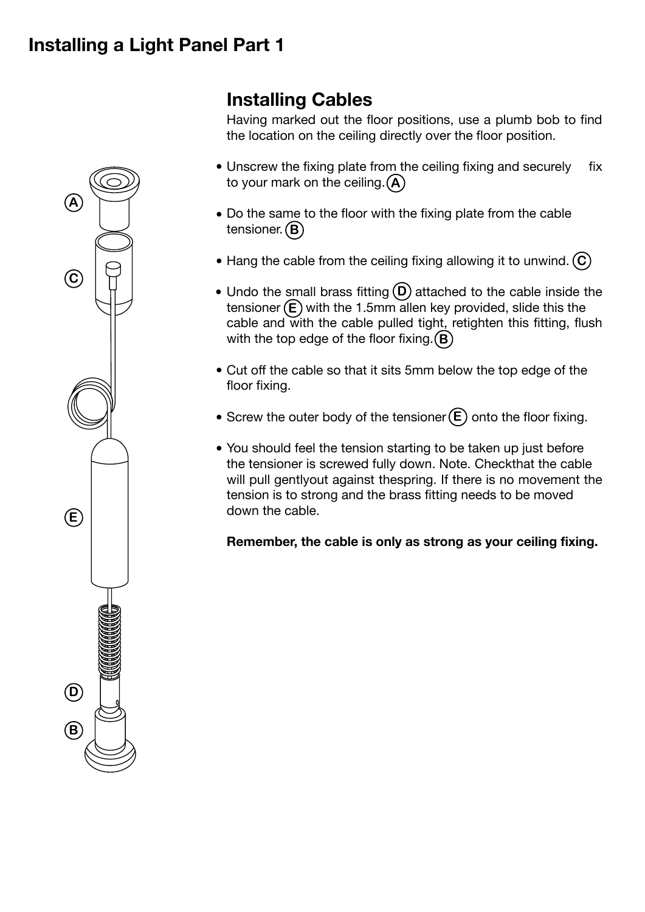# Installing a Light Panel Part 1

## Installing Cables

Having marked out the floor positions, use a plumb bob to find the location on the ceiling directly over the floor position.

- Unscrew the fixing plate from the ceiling fixing and securely fix to your mark on the ceiling. (A)
- Do the same to the floor with the fixing plate from the cable tensioner. (B)
- Hang the cable from the ceiling fixing allowing it to unwind. (C)
- Undo the small brass fitting (D) attached to the cable inside the tensioner (E) with the 1.5mm allen key provided, slide this the cable and with the cable pulled tight, retighten this fitting, flush with the top edge of the floor fixing. (B)
- Cut off the cable so that it sits 5mm below the top edge of the floor fixing.
- Screw the outer body of the tensioner (E) onto the floor fixing.
- You should feel the tension starting to be taken up just before the tensioner is screwed fully down. Note. Checkthat the cable will pull gentlyout against thespring. If there is no movement the tension is to strong and the brass fitting needs to be moved down the cable.

**Remember, the cable is only as strong as your ceiling fixing.**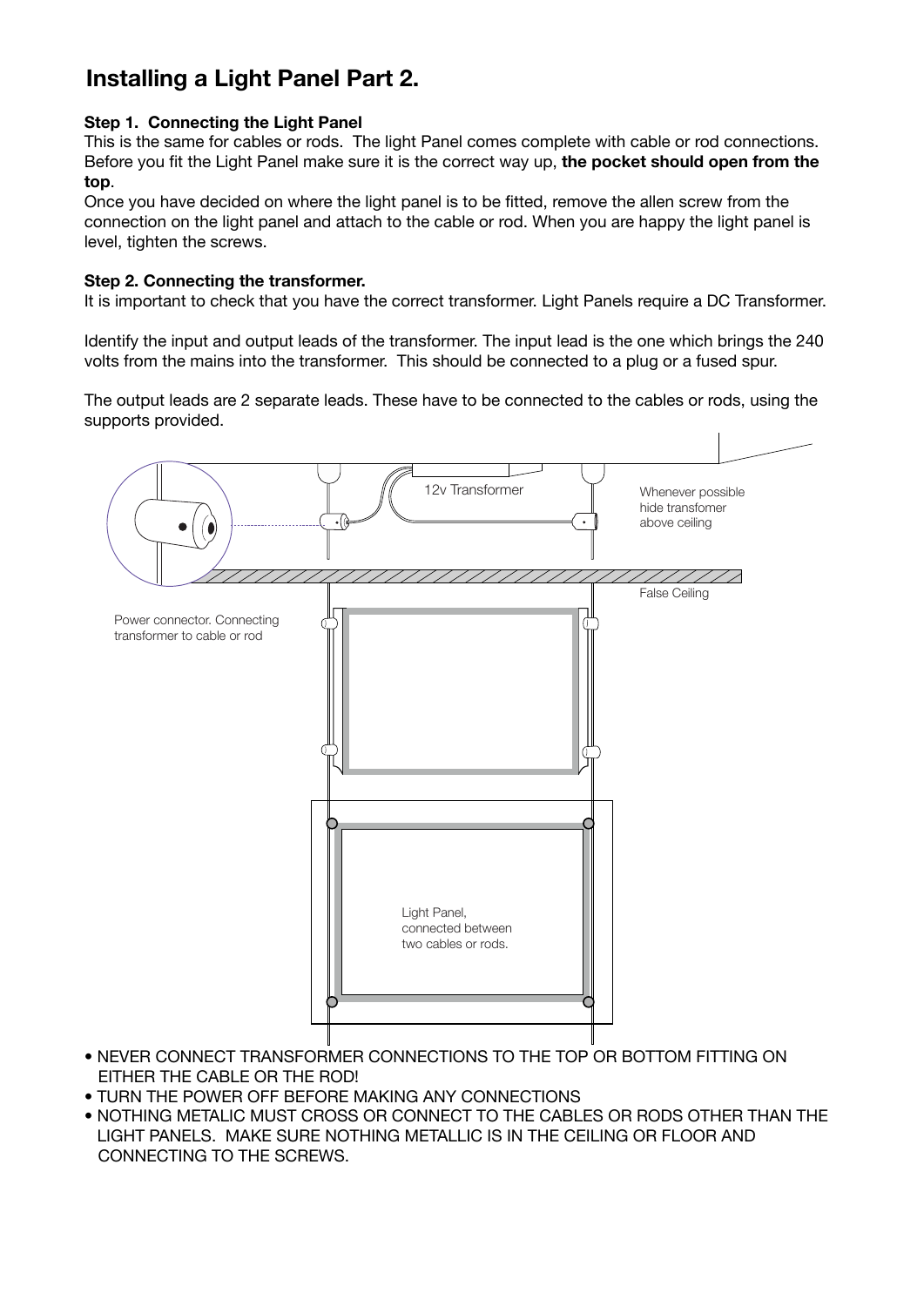# Installing a Light Panel Part 2.

**Step 1. Connecting the Light Panel**
This is the same for cables or rods. The light Panel comes complete with cable or rod connections. Before you fit the Light Panel make sure it is the correct way up, **the pocket should open from the top**.
Once you have decided on where the light panel is to be fitted, remove the allen screw from the connection on the light panel and attach to the cable or rod. When you are happy the light panel is level, tighten the screws.

**Step 2. Connecting the transformer.**
It is important to check that you have the correct transformer. Light Panels require a DC Transformer.

Identify the input and output leads of the transformer. The input lead is the one which brings the 240 volts from the mains into the transformer. This should be connected to a plug or a fused spur.

The output leads are 2 separate leads. These have to be connected to the cables or rods, using the supports provided.

12v Transformer

Whenever possible hide transfomer above ceiling

False Ceiling

Power connector. Connecting transformer to cable or rod

Light Panel, connected between two cables or rods.

- NEVER CONNECT TRANSFORMER CONNECTIONS TO THE TOP OR BOTTOM FITTING ON EITHER THE CABLE OR THE ROD!
- TURN THE POWER OFF BEFORE MAKING ANY CONNECTIONS
- NOTHING METALIC MUST CROSS OR CONNECT TO THE CABLES OR RODS OTHER THAN THE LIGHT PANELS. MAKE SURE NOTHING METALLIC IS IN THE CEILING OR FLOOR AND CONNECTING TO THE SCREWS.